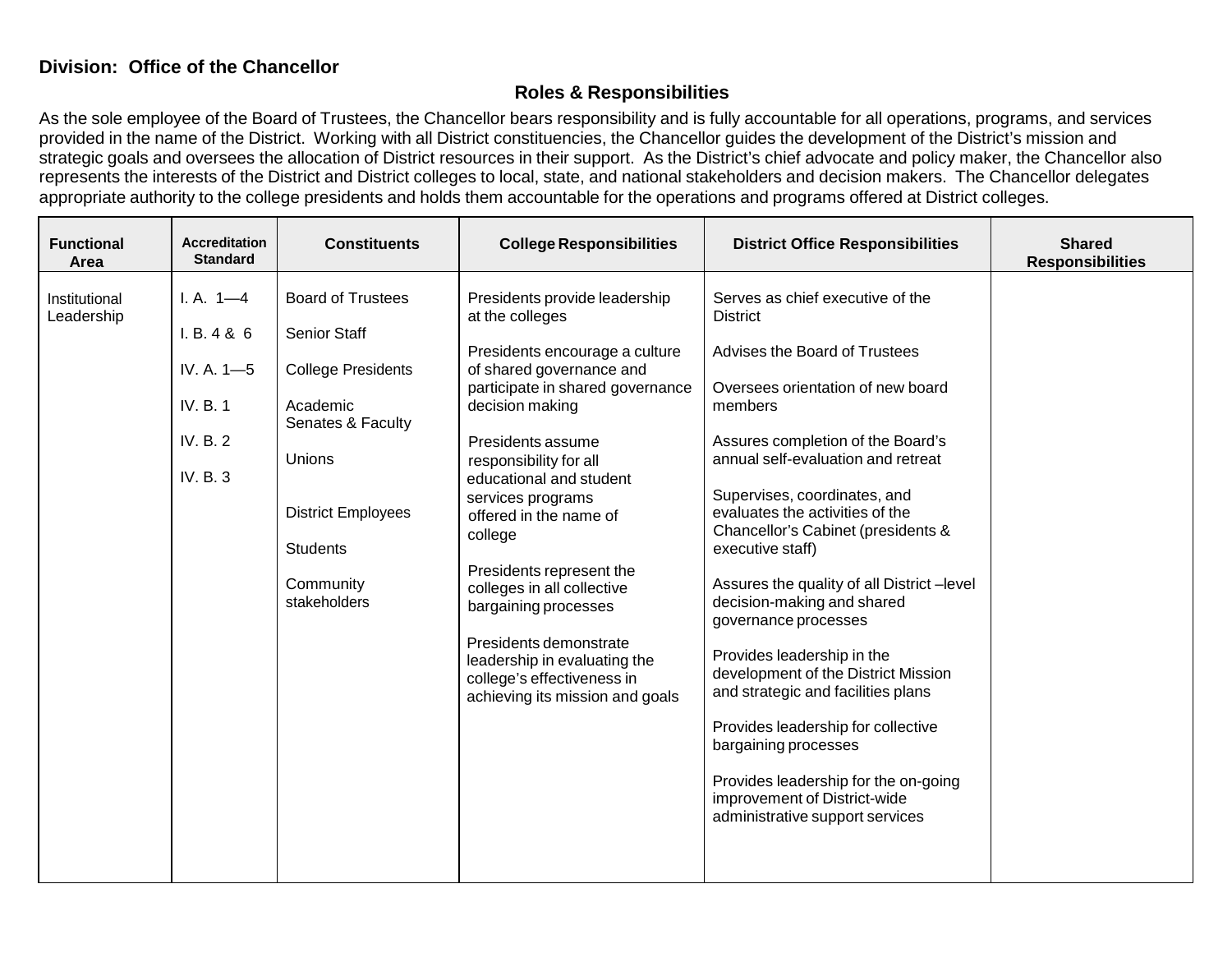**Division: Office of the Chancellor**

## Roles & Responsibilities

As the sole employee of the Board of Trustees, the Chancellor bears responsibility and is fully accountable for all operations, programs, and services provided in the name of the District. Working with all District constituencies, the Chancellor guides the development of the District's mission and strategic goals and oversees the allocation of District resources in their support. As the District's chief advocate and policy maker, the Chancellor also represents the interests of the District and District colleges to local, state, and national stakeholders and decision makers. The Chancellor delegates appropriate authority to the college presidents and holds them accountable for the operations and programs offered at District colleges.

| Functional Area | Accreditation Standard | Constituents | College Responsibilities | District Office Responsibilities | Shared Responsibilities |
|---|---|---|---|---|---|
| Institutional Leadership | I. A. 1—4<br><br>I. B. 4 & 6<br><br>IV. A. 1—5<br><br>IV. B. 1<br><br>IV. B. 2<br><br>IV. B. 3 | Board of Trustees<br><br>Senior Staff<br><br>College Presidents<br><br>Academic Senates & Faculty<br><br>Unions<br><br>District Employees<br><br>Students<br><br>Community stakeholders | Presidents provide leadership at the colleges<br><br>Presidents encourage a culture of shared governance and participate in shared governance decision making<br><br>Presidents assume responsibility for all educational and student services programs offered in the name of college<br><br>Presidents represent the colleges in all collective bargaining processes<br><br>Presidents demonstrate leadership in evaluating the college's effectiveness in achieving its mission and goals | Serves as chief executive of the District<br><br>Advises the Board of Trustees<br><br>Oversees orientation of new board members<br><br>Assures completion of the Board's annual self-evaluation and retreat<br><br>Supervises, coordinates, and evaluates the activities of the Chancellor's Cabinet (presidents & executive staff)<br><br>Assures the quality of all District –level decision-making and shared governance processes<br><br>Provides leadership in the development of the District Mission and strategic and facilities plans<br><br>Provides leadership for collective bargaining processes<br><br>Provides leadership for the on-going improvement of District-wide administrative support services | |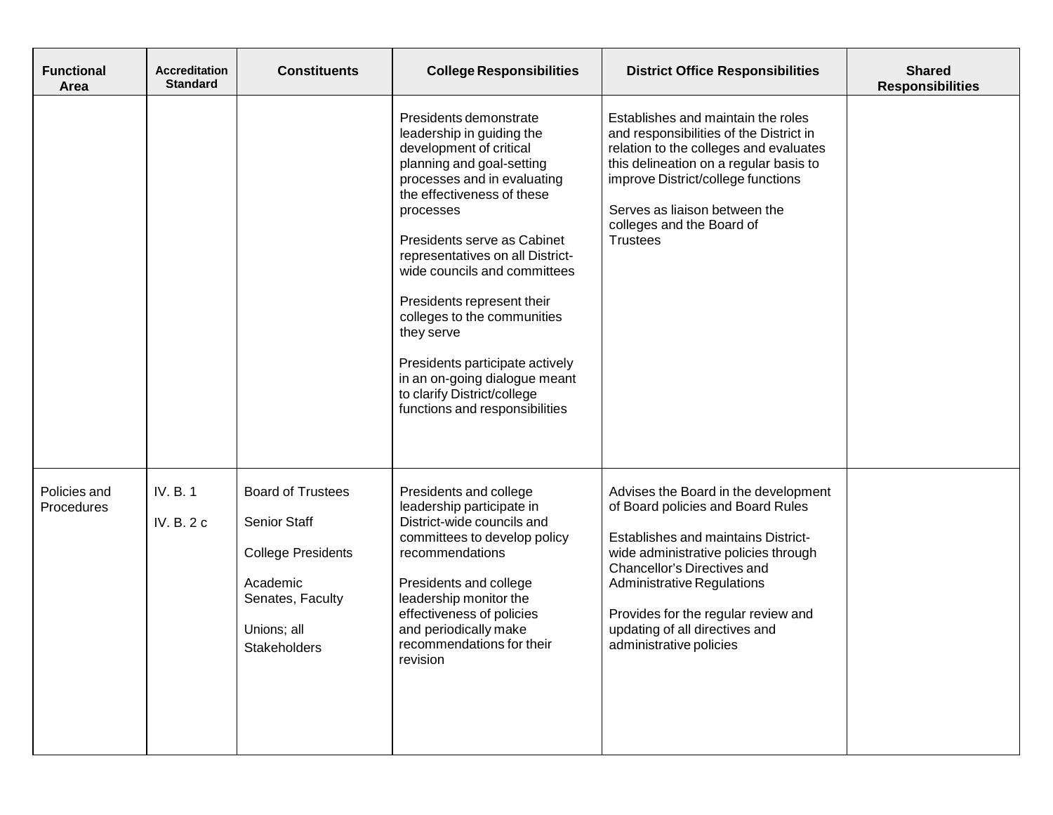| Functional Area | Accreditation Standard | Constituents | College Responsibilities | District Office Responsibilities | Shared Responsibilities |
| --- | --- | --- | --- | --- | --- |
| | | | Presidents demonstrate leadership in guiding the development of critical planning and goal-setting processes and in evaluating the effectiveness of these processes<br><br>Presidents serve as Cabinet representatives on all District-wide councils and committees<br><br>Presidents represent their colleges to the communities they serve<br><br>Presidents participate actively in an on-going dialogue meant to clarify District/college functions and responsibilities | Establishes and maintain the roles and responsibilities of the District in relation to the colleges and evaluates this delineation on a regular basis to improve District/college functions<br><br>Serves as liaison between the colleges and the Board of Trustees | |
| Policies and Procedures | IV. B. 1<br><br>IV. B. 2 c | Board of Trustees<br><br>Senior Staff<br><br>College Presidents<br><br>Academic Senates, Faculty<br><br>Unions; all Stakeholders | Presidents and college leadership participate in District-wide councils and committees to develop policy recommendations<br><br>Presidents and college leadership monitor the effectiveness of policies and periodically make recommendations for their revision | Advises the Board in the development of Board policies and Board Rules<br><br>Establishes and maintains District-wide administrative policies through Chancellor's Directives and Administrative Regulations<br><br>Provides for the regular review and updating of all directives and administrative policies | |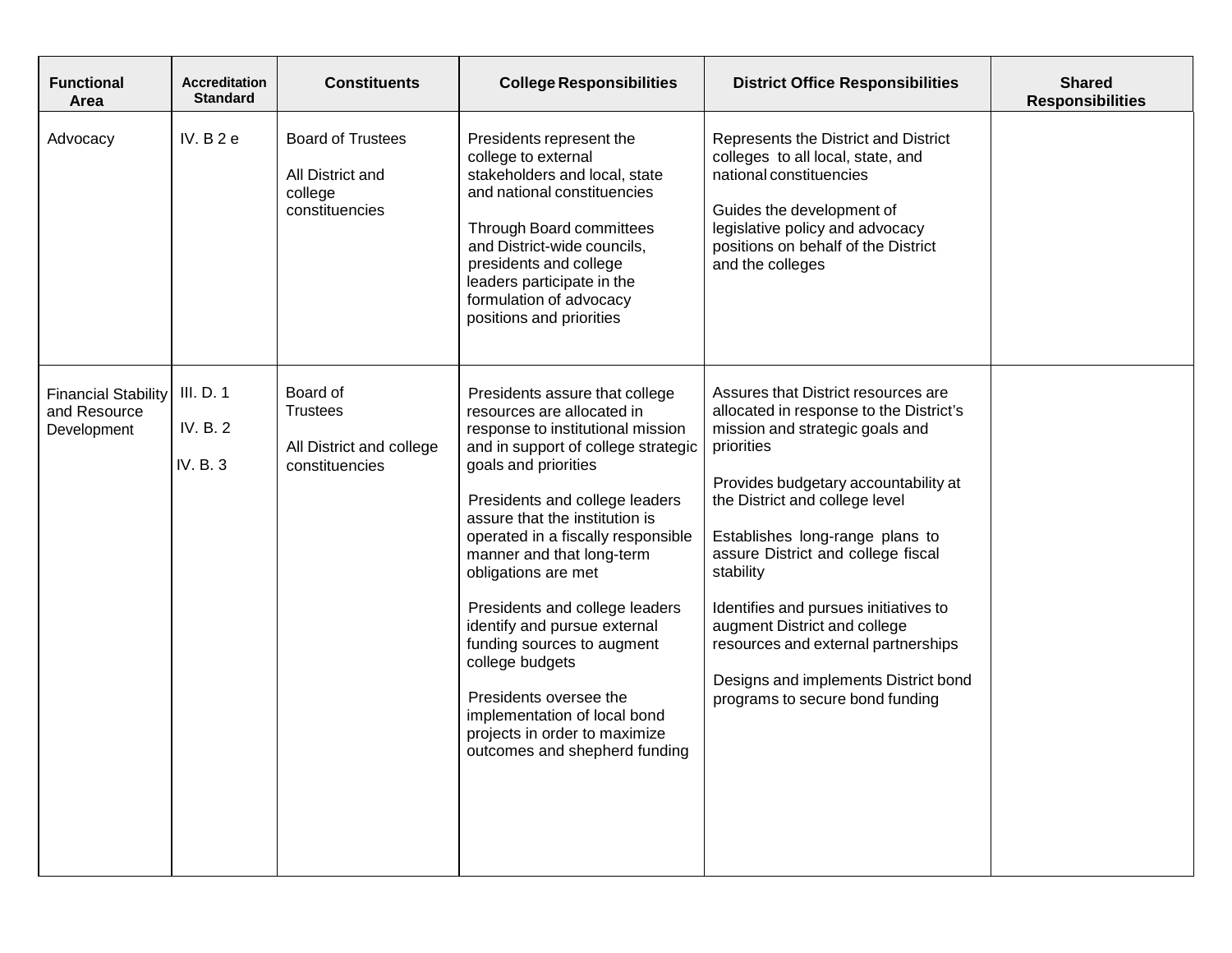| Functional Area | Accreditation Standard | Constituents | College Responsibilities | District Office Responsibilities | Shared Responsibilities |
|---|---|---|---|---|---|
| Advocacy | IV. B 2 e | Board of Trustees<br><br>All District and college constituencies | Presidents represent the college to external stakeholders and local, state and national constituencies<br><br>Through Board committees and District-wide councils, presidents and college leaders participate in the formulation of advocacy positions and priorities | Represents the District and District colleges to all local, state, and national constituencies<br><br>Guides the development of legislative policy and advocacy positions on behalf of the District and the colleges | |
| Financial Stability and Resource Development | III. D. 1<br><br>IV. B. 2<br><br>IV. B. 3 | Board of Trustees<br><br>All District and college constituencies | Presidents assure that college resources are allocated in response to institutional mission and in support of college strategic goals and priorities<br><br>Presidents and college leaders assure that the institution is operated in a fiscally responsible manner and that long-term obligations are met<br><br>Presidents and college leaders identify and pursue external funding sources to augment college budgets<br><br>Presidents oversee the implementation of local bond projects in order to maximize outcomes and shepherd funding | Assures that District resources are allocated in response to the District's mission and strategic goals and priorities<br><br>Provides budgetary accountability at the District and college level<br><br>Establishes long-range plans to assure District and college fiscal stability<br><br>Identifies and pursues initiatives to augment District and college resources and external partnerships<br><br>Designs and implements District bond programs to secure bond funding | |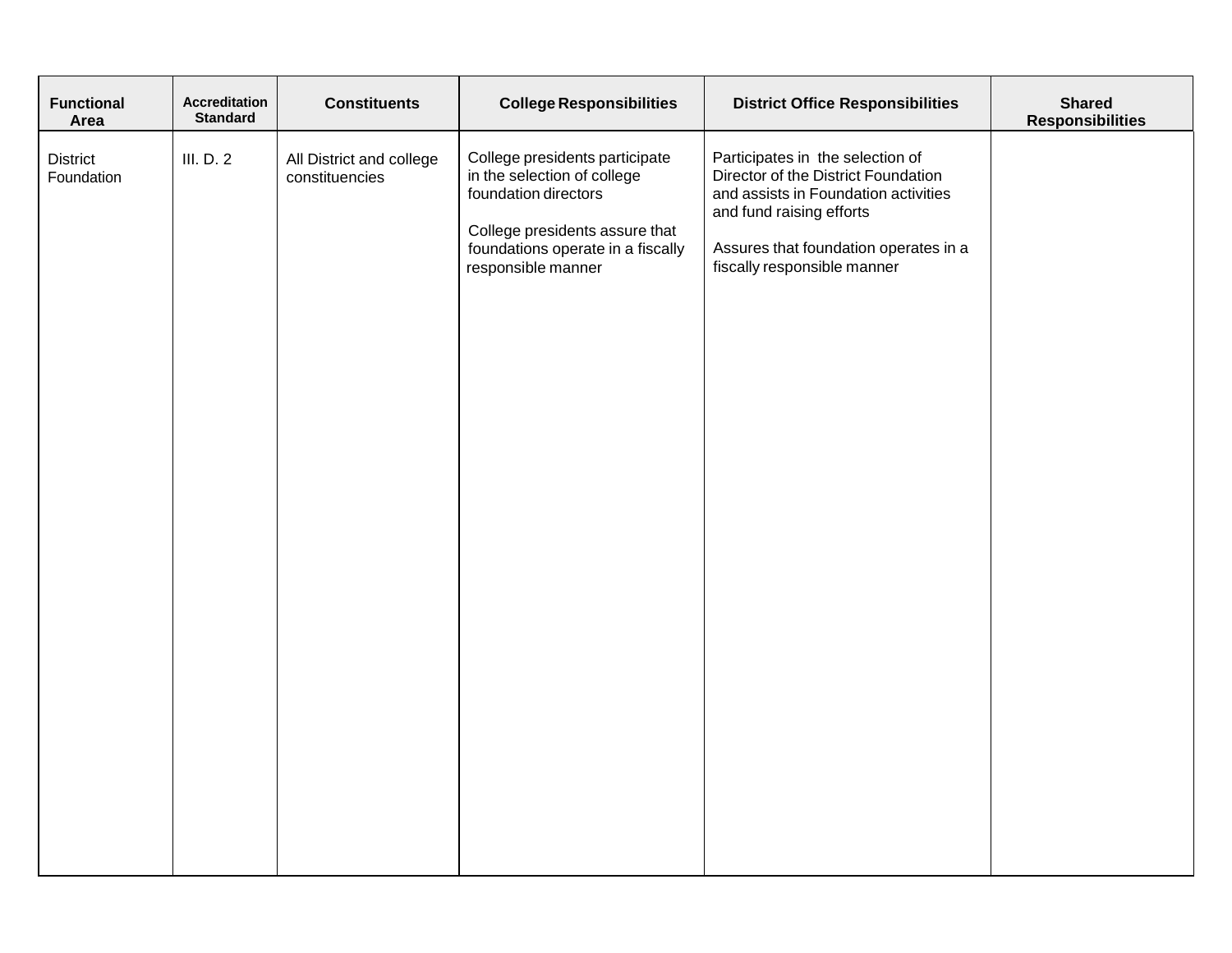| Functional Area | Accreditation Standard | Constituents | College Responsibilities | District Office Responsibilities | Shared Responsibilities |
|---|---|---|---|---|---|
| District Foundation | III. D. 2 | All District and college constituencies | College presidents participate in the selection of college foundation directors<br><br>College presidents assure that foundations operate in a fiscally responsible manner | Participates in the selection of Director of the District Foundation and assists in Foundation activities and fund raising efforts<br><br>Assures that foundation operates in a fiscally responsible manner | |